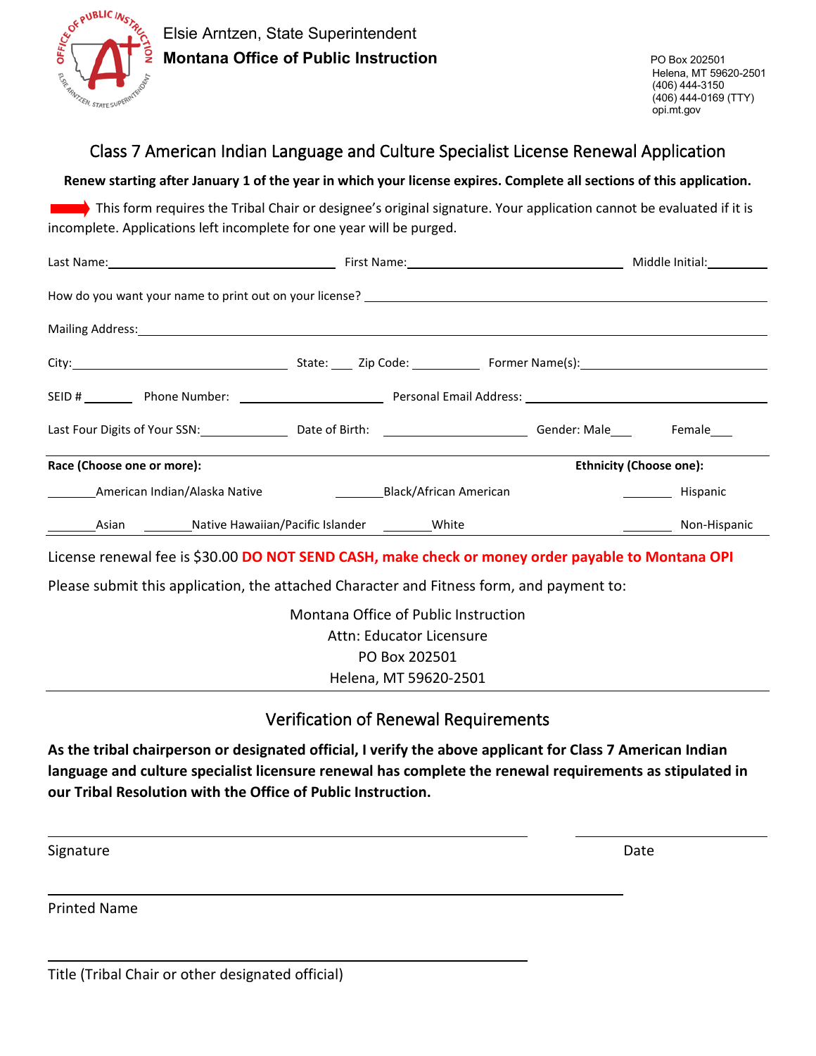Elsie Arntzen, State Superintendent
**Montana Office of Public Instruction**

PO Box 202501
Helena, MT 59620-2501
(406) 444-3150
(406) 444-0169 (TTY)
opi.mt.gov

## Class 7 American Indian Language and Culture Specialist License Renewal Application

**Renew starting after January 1 of the year in which your license expires. Complete all sections of this application.**

This form requires the Tribal Chair or designee's original signature. Your application cannot be evaluated if it is incomplete. Applications left incomplete for one year will be purged.

Last Name:______________________ First Name:______________________ Middle Initial:______

How do you want your name to print out on your license? ______________________________

Mailing Address:______________________________________________

City:__________________ State:____ Zip Code:________ Former Name(s):__________________

SEID #________ Phone Number: ______________ Personal Email Address: ______________________

Last Four Digits of Your SSN:__________ Date of Birth: ______________ Gender: Male____ Female____

**Race (Choose one or more):**

_______American Indian/Alaska Native _______Black/African American

_______Asian _______Native Hawaiian/Pacific Islander _______White

**Ethnicity (Choose one):**

_______ Hispanic

_______ Non-Hispanic

License renewal fee is $30.00 **DO NOT SEND CASH, make check or money order payable to Montana OPI**

Please submit this application, the attached Character and Fitness form, and payment to:

Montana Office of Public Instruction
Attn: Educator Licensure
PO Box 202501
Helena, MT 59620-2501

## Verification of Renewal Requirements

**As the tribal chairperson or designated official, I verify the above applicant for Class 7 American Indian language and culture specialist licensure renewal has complete the renewal requirements as stipulated in our Tribal Resolution with the Office of Public Instruction.**

______________________________________ ______________
Signature Date

______________________________________
Printed Name

______________________________________
Title (Tribal Chair or other designated official)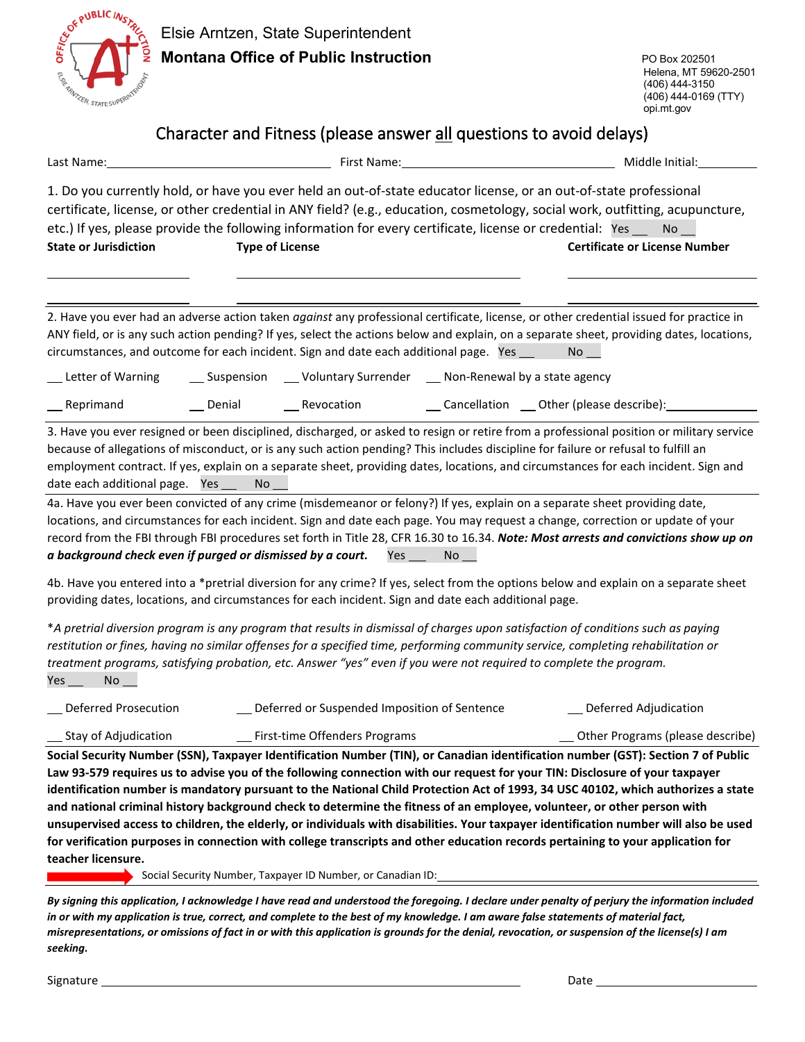Elsie Arntzen, State Superintendent

**Montana Office of Public Instruction**

PO Box 202501
Helena, MT 59620-2501
(406) 444-3150
(406) 444-0169 (TTY)
opi.mt.gov

## Character and Fitness (please answer all questions to avoid delays)

Last Name: ______________________ First Name: ______________________ Middle Initial: ________

1. Do you currently hold, or have you ever held an out-of-state educator license, or an out-of-state professional certificate, license, or other credential in ANY field? (e.g., education, cosmetology, social work, outfitting, acupuncture, etc.) If yes, please provide the following information for every certificate, license or credential: Yes ___ No ___

| State or Jurisdiction | Type of License | Certificate or License Number |
|---|---|---|
| | | |
| | | |

2. Have you ever had an adverse action taken *against* any professional certificate, license, or other credential issued for practice in ANY field, or is any such action pending? If yes, select the actions below and explain, on a separate sheet, providing dates, locations, circumstances, and outcome for each incident. Sign and date each additional page. Yes ___ No ___

___ Letter of Warning ___ Suspension ___ Voluntary Surrender ___ Non-Renewal by a state agency

___ Reprimand ___ Denial ___ Revocation ___ Cancellation ___ Other (please describe): ____________

3. Have you ever resigned or been disciplined, discharged, or asked to resign or retire from a professional position or military service because of allegations of misconduct, or is any such action pending? This includes discipline for failure or refusal to fulfill an employment contract. If yes, explain on a separate sheet, providing dates, locations, and circumstances for each incident. Sign and date each additional page. Yes ___ No ___

4a. Have you ever been convicted of any crime (misdemeanor or felony?) If yes, explain on a separate sheet providing date, locations, and circumstances for each incident. Sign and date each page. You may request a change, correction or update of your record from the FBI through FBI procedures set forth in Title 28, CFR 16.30 to 16.34. ***Note: Most arrests and convictions show up on a background check even if purged or dismissed by a court.*** Yes ___ No ___

4b. Have you entered into a *pretrial diversion for any crime? If yes, select from the options below and explain on a separate sheet providing dates, locations, and circumstances for each incident. Sign and date each additional page.

**A pretrial diversion program is any program that results in dismissal of charges upon satisfaction of conditions such as paying restitution or fines, having no similar offenses for a specified time, performing community service, completing rehabilitation or treatment programs, satisfying probation, etc. Answer "yes" even if you were not required to complete the program.*
Yes ___ No ___

___ Deferred Prosecution ___ Deferred or Suspended Imposition of Sentence ___ Deferred Adjudication

___ Stay of Adjudication ___ First-time Offenders Programs ___ Other Programs (please describe)

**Social Security Number (SSN), Taxpayer Identification Number (TIN), or Canadian identification number (GST): Section 7 of Public Law 93-579 requires us to advise you of the following connection with our request for your TIN: Disclosure of your taxpayer identification number is mandatory pursuant to the National Child Protection Act of 1993, 34 USC 40102, which authorizes a state and national criminal history background check to determine the fitness of an employee, volunteer, or other person with unsupervised access to children, the elderly, or individuals with disabilities. Your taxpayer identification number will also be used for verification purposes in connection with college transcripts and other education records pertaining to your application for teacher licensure.**

Social Security Number, Taxpayer ID Number, or Canadian ID: ______________________

***By signing this application, I acknowledge I have read and understood the foregoing. I declare under penalty of perjury the information included in or with my application is true, correct, and complete to the best of my knowledge. I am aware false statements of material fact, misrepresentations, or omissions of fact in or with this application is grounds for the denial, revocation, or suspension of the license(s) I am seeking.***

Signature ______________________ Date ____________